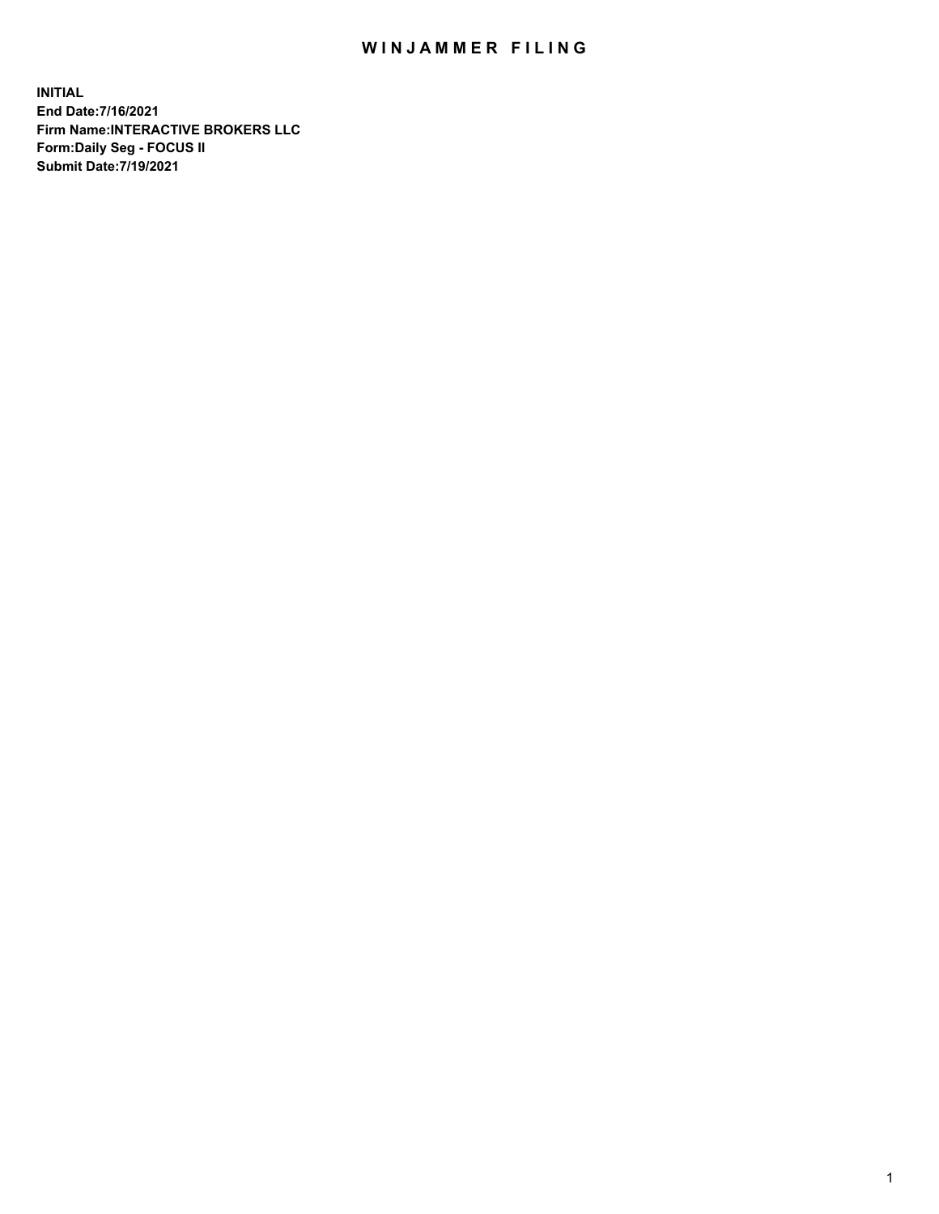# WINJAMMER FILING

**INITIAL**
**End Date:7/16/2021**
**Firm Name:INTERACTIVE BROKERS LLC**
**Form:Daily Seg - FOCUS II**
**Submit Date:7/19/2021**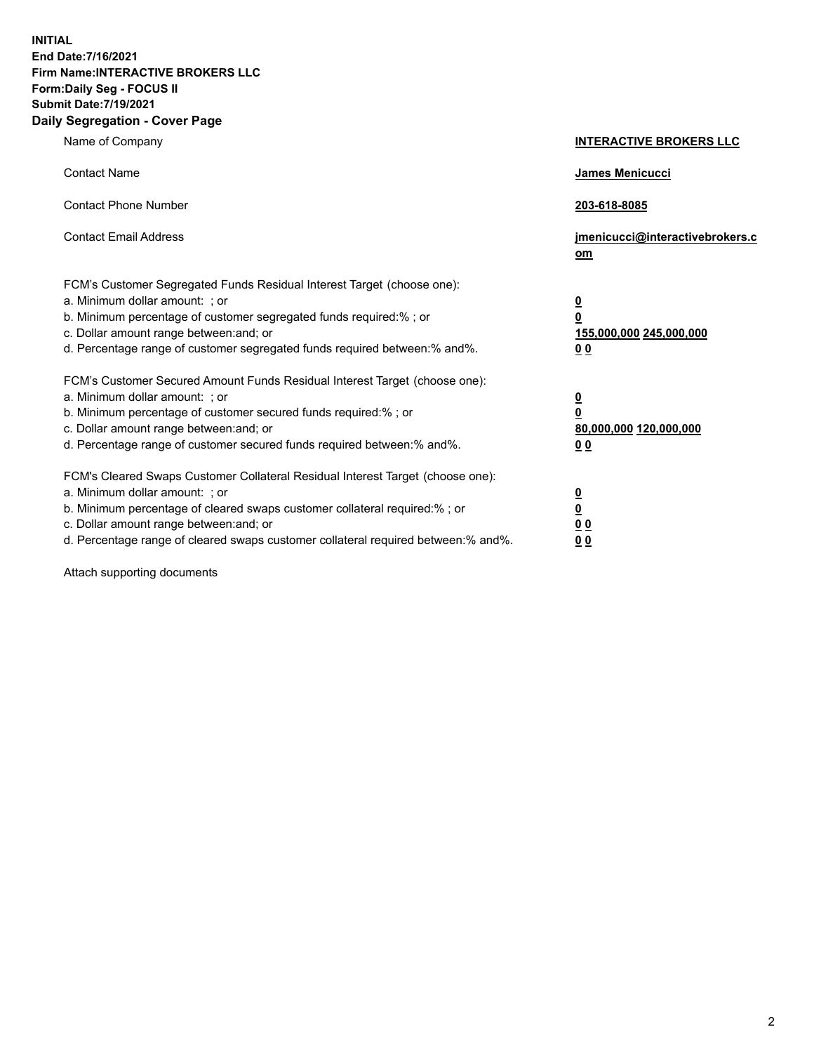**INITIAL**
**End Date:7/16/2021**
**Firm Name:INTERACTIVE BROKERS LLC**
**Form:Daily Seg - FOCUS II**
**Submit Date:7/19/2021**

## Daily Segregation - Cover Page

| | |
|---|---|
| Name of Company | **INTERACTIVE BROKERS LLC** |
| Contact Name | **James Menicucci** |
| Contact Phone Number | **203-618-8085** |
| Contact Email Address | **jmenicucci@interactivebrokers.com** |

FCM's Customer Segregated Funds Residual Interest Target (choose one):

| | |
|---|---|
| a. Minimum dollar amount: ; or | **0** |
| b. Minimum percentage of customer segregated funds required:% ; or | **0** |
| c. Dollar amount range between:and; or | **155,000,000** **245,000,000** |
| d. Percentage range of customer segregated funds required between:% and%. | **0** **0** |

FCM's Customer Secured Amount Funds Residual Interest Target (choose one):

| | |
|---|---|
| a. Minimum dollar amount: ; or | **0** |
| b. Minimum percentage of customer secured funds required:% ; or | **0** |
| c. Dollar amount range between:and; or | **80,000,000** **120,000,000** |
| d. Percentage range of customer secured funds required between:% and%. | **0** **0** |

FCM's Cleared Swaps Customer Collateral Residual Interest Target (choose one):

| | |
|---|---|
| a. Minimum dollar amount: ; or | **0** |
| b. Minimum percentage of cleared swaps customer collateral required:% ; or | **0** |
| c. Dollar amount range between:and; or | **0** **0** |
| d. Percentage range of cleared swaps customer collateral required between:% and%. | **0** **0** |

Attach supporting documents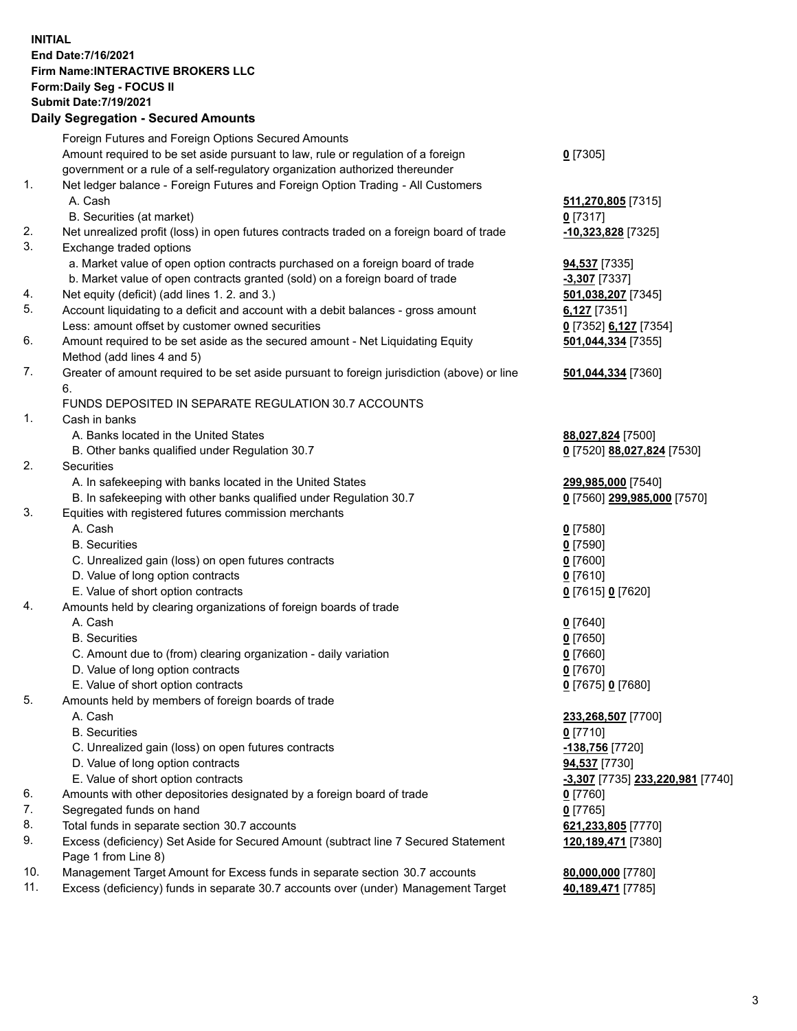**INITIAL**
**End Date:7/16/2021**
**Firm Name:INTERACTIVE BROKERS LLC**
**Form:Daily Seg - FOCUS II**
**Submit Date:7/19/2021**

**Daily Segregation - Secured Amounts**

| | | |
|---|---|---|
| | Foreign Futures and Foreign Options Secured Amounts | |
| | Amount required to be set aside pursuant to law, rule or regulation of a foreign government or a rule of a self-regulatory organization authorized thereunder | **0** [7305] |
| 1. | Net ledger balance - Foreign Futures and Foreign Option Trading - All Customers | |
| | A. Cash | **511,270,805** [7315] |
| | B. Securities (at market) | **0** [7317] |
| 2. | Net unrealized profit (loss) in open futures contracts traded on a foreign board of trade | **-10,323,828** [7325] |
| 3. | Exchange traded options | |
| | a. Market value of open option contracts purchased on a foreign board of trade | **94,537** [7335] |
| | b. Market value of open contracts granted (sold) on a foreign board of trade | **-3,307** [7337] |
| 4. | Net equity (deficit) (add lines 1. 2. and 3.) | **501,038,207** [7345] |
| 5. | Account liquidating to a deficit and account with a debit balances - gross amount | **6,127** [7351] |
| | Less: amount offset by customer owned securities | **0** [7352] **6,127** [7354] |
| 6. | Amount required to be set aside as the secured amount - Net Liquidating Equity Method (add lines 4 and 5) | **501,044,334** [7355] |
| 7. | Greater of amount required to be set aside pursuant to foreign jurisdiction (above) or line 6. | **501,044,334** [7360] |
| | FUNDS DEPOSITED IN SEPARATE REGULATION 30.7 ACCOUNTS | |
| 1. | Cash in banks | |
| | A. Banks located in the United States | **88,027,824** [7500] |
| | B. Other banks qualified under Regulation 30.7 | **0** [7520] **88,027,824** [7530] |
| 2. | Securities | |
| | A. In safekeeping with banks located in the United States | **299,985,000** [7540] |
| | B. In safekeeping with other banks qualified under Regulation 30.7 | **0** [7560] **299,985,000** [7570] |
| 3. | Equities with registered futures commission merchants | |
| | A. Cash | **0** [7580] |
| | B. Securities | **0** [7590] |
| | C. Unrealized gain (loss) on open futures contracts | **0** [7600] |
| | D. Value of long option contracts | **0** [7610] |
| | E. Value of short option contracts | **0** [7615] **0** [7620] |
| 4. | Amounts held by clearing organizations of foreign boards of trade | |
| | A. Cash | **0** [7640] |
| | B. Securities | **0** [7650] |
| | C. Amount due to (from) clearing organization - daily variation | **0** [7660] |
| | D. Value of long option contracts | **0** [7670] |
| | E. Value of short option contracts | **0** [7675] **0** [7680] |
| 5. | Amounts held by members of foreign boards of trade | |
| | A. Cash | **233,268,507** [7700] |
| | B. Securities | **0** [7710] |
| | C. Unrealized gain (loss) on open futures contracts | **-138,756** [7720] |
| | D. Value of long option contracts | **94,537** [7730] |
| | E. Value of short option contracts | **-3,307** [7735] **233,220,981** [7740] |
| 6. | Amounts with other depositories designated by a foreign board of trade | **0** [7760] |
| 7. | Segregated funds on hand | **0** [7765] |
| 8. | Total funds in separate section 30.7 accounts | **621,233,805** [7770] |
| 9. | Excess (deficiency) Set Aside for Secured Amount (subtract line 7 Secured Statement Page 1 from Line 8) | **120,189,471** [7380] |
| 10. | Management Target Amount for Excess funds in separate section 30.7 accounts | **80,000,000** [7780] |
| 11. | Excess (deficiency) funds in separate 30.7 accounts over (under) Management Target | **40,189,471** [7785] |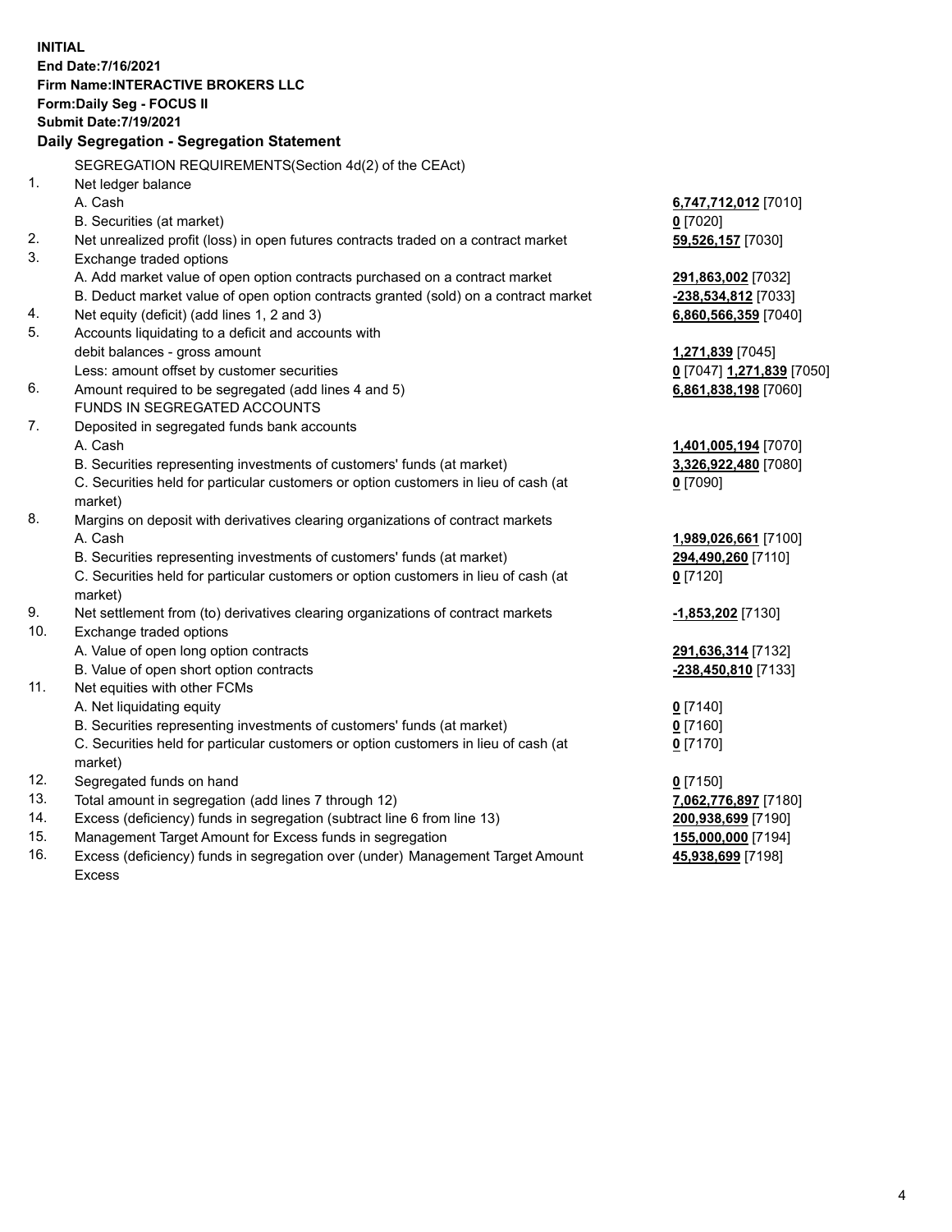**INITIAL**
**End Date:7/16/2021**
**Firm Name:INTERACTIVE BROKERS LLC**
**Form:Daily Seg - FOCUS II**
**Submit Date:7/19/2021**

**Daily Segregation - Segregation Statement**

SEGREGATION REQUIREMENTS(Section 4d(2) of the CEAct)

| | | |
|---|---|---|
| 1. | Net ledger balance | |
| | A. Cash | **6,747,712,012** [7010] |
| | B. Securities (at market) | **0** [7020] |
| 2. | Net unrealized profit (loss) in open futures contracts traded on a contract market | **59,526,157** [7030] |
| 3. | Exchange traded options | |
| | A. Add market value of open option contracts purchased on a contract market | **291,863,002** [7032] |
| | B. Deduct market value of open option contracts granted (sold) on a contract market | **-238,534,812** [7033] |
| 4. | Net equity (deficit) (add lines 1, 2 and 3) | **6,860,566,359** [7040] |
| 5. | Accounts liquidating to a deficit and accounts with debit balances - gross amount | **1,271,839** [7045] |
| | Less: amount offset by customer securities | **0** [7047] **1,271,839** [7050] |
| 6. | Amount required to be segregated (add lines 4 and 5) | **6,861,838,198** [7060] |
| | FUNDS IN SEGREGATED ACCOUNTS | |
| 7. | Deposited in segregated funds bank accounts | |
| | A. Cash | **1,401,005,194** [7070] |
| | B. Securities representing investments of customers' funds (at market) | **3,326,922,480** [7080] |
| | C. Securities held for particular customers or option customers in lieu of cash (at market) | **0** [7090] |
| 8. | Margins on deposit with derivatives clearing organizations of contract markets | |
| | A. Cash | **1,989,026,661** [7100] |
| | B. Securities representing investments of customers' funds (at market) | **294,490,260** [7110] |
| | C. Securities held for particular customers or option customers in lieu of cash (at market) | **0** [7120] |
| 9. | Net settlement from (to) derivatives clearing organizations of contract markets | **-1,853,202** [7130] |
| 10. | Exchange traded options | |
| | A. Value of open long option contracts | **291,636,314** [7132] |
| | B. Value of open short option contracts | **-238,450,810** [7133] |
| 11. | Net equities with other FCMs | |
| | A. Net liquidating equity | **0** [7140] |
| | B. Securities representing investments of customers' funds (at market) | **0** [7160] |
| | C. Securities held for particular customers or option customers in lieu of cash (at market) | **0** [7170] |
| 12. | Segregated funds on hand | **0** [7150] |
| 13. | Total amount in segregation (add lines 7 through 12) | **7,062,776,897** [7180] |
| 14. | Excess (deficiency) funds in segregation (subtract line 6 from line 13) | **200,938,699** [7190] |
| 15. | Management Target Amount for Excess funds in segregation | **155,000,000** [7194] |
| 16. | Excess (deficiency) funds in segregation over (under) Management Target Amount Excess | **45,938,699** [7198] |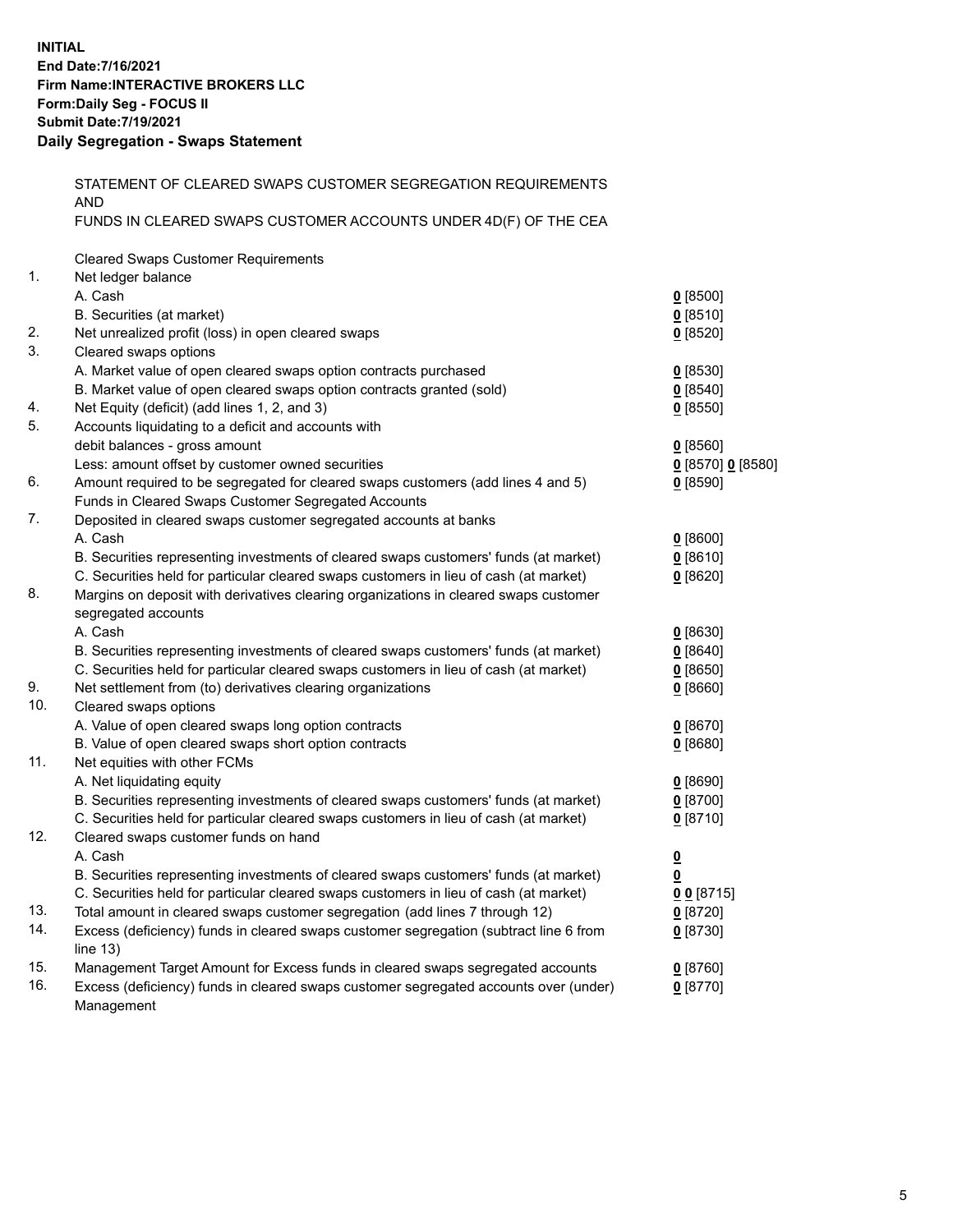**INITIAL**
**End Date:7/16/2021**
**Firm Name:INTERACTIVE BROKERS LLC**
**Form:Daily Seg - FOCUS II**
**Submit Date:7/19/2021**
**Daily Segregation - Swaps Statement**

STATEMENT OF CLEARED SWAPS CUSTOMER SEGREGATION REQUIREMENTS AND
FUNDS IN CLEARED SWAPS CUSTOMER ACCOUNTS UNDER 4D(F) OF THE CEA

| | | |
|---|---|---|
| | Cleared Swaps Customer Requirements | |
| 1. | Net ledger balance | |
| | A. Cash | 0 [8500] |
| | B. Securities (at market) | 0 [8510] |
| 2. | Net unrealized profit (loss) in open cleared swaps | 0 [8520] |
| 3. | Cleared swaps options | |
| | A. Market value of open cleared swaps option contracts purchased | 0 [8530] |
| | B. Market value of open cleared swaps option contracts granted (sold) | 0 [8540] |
| 4. | Net Equity (deficit) (add lines 1, 2, and 3) | 0 [8550] |
| 5. | Accounts liquidating to a deficit and accounts with | |
| | debit balances - gross amount | 0 [8560] |
| | Less: amount offset by customer owned securities | 0 [8570] 0 [8580] |
| 6. | Amount required to be segregated for cleared swaps customers (add lines 4 and 5) | 0 [8590] |
| | Funds in Cleared Swaps Customer Segregated Accounts | |
| 7. | Deposited in cleared swaps customer segregated accounts at banks | |
| | A. Cash | 0 [8600] |
| | B. Securities representing investments of cleared swaps customers' funds (at market) | 0 [8610] |
| | C. Securities held for particular cleared swaps customers in lieu of cash (at market) | 0 [8620] |
| 8. | Margins on deposit with derivatives clearing organizations in cleared swaps customer segregated accounts | |
| | A. Cash | 0 [8630] |
| | B. Securities representing investments of cleared swaps customers' funds (at market) | 0 [8640] |
| | C. Securities held for particular cleared swaps customers in lieu of cash (at market) | 0 [8650] |
| 9. | Net settlement from (to) derivatives clearing organizations | 0 [8660] |
| 10. | Cleared swaps options | |
| | A. Value of open cleared swaps long option contracts | 0 [8670] |
| | B. Value of open cleared swaps short option contracts | 0 [8680] |
| 11. | Net equities with other FCMs | |
| | A. Net liquidating equity | 0 [8690] |
| | B. Securities representing investments of cleared swaps customers' funds (at market) | 0 [8700] |
| | C. Securities held for particular cleared swaps customers in lieu of cash (at market) | 0 [8710] |
| 12. | Cleared swaps customer funds on hand | |
| | A. Cash | 0 |
| | B. Securities representing investments of cleared swaps customers' funds (at market) | 0 |
| | C. Securities held for particular cleared swaps customers in lieu of cash (at market) | 0 0 [8715] |
| 13. | Total amount in cleared swaps customer segregation (add lines 7 through 12) | 0 [8720] |
| 14. | Excess (deficiency) funds in cleared swaps customer segregation (subtract line 6 from line 13) | 0 [8730] |
| 15. | Management Target Amount for Excess funds in cleared swaps segregated accounts | 0 [8760] |
| 16. | Excess (deficiency) funds in cleared swaps customer segregated accounts over (under) Management | 0 [8770] |